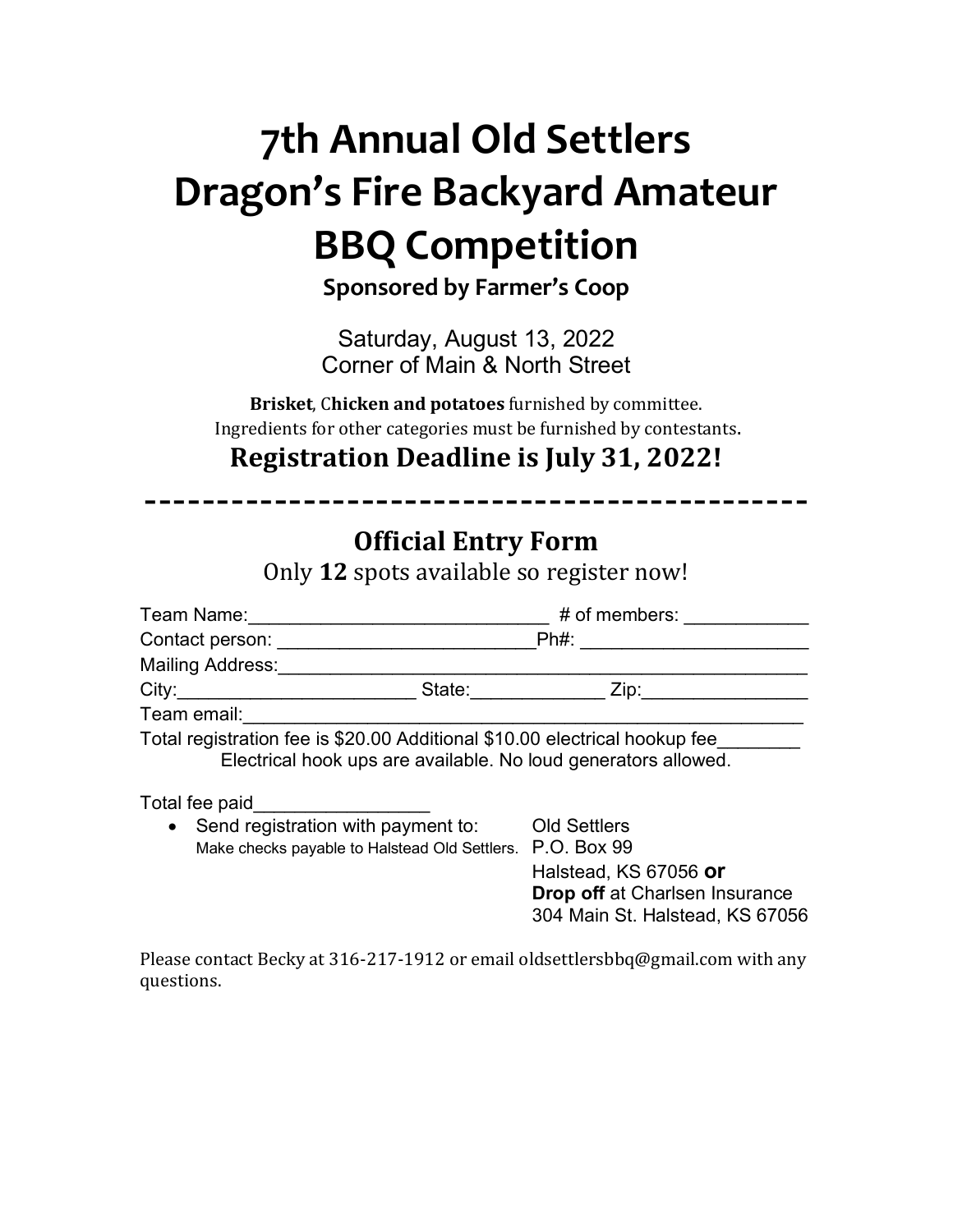# 7th Annual Old Settlers Dragon's Fire Backyard Amateur BBQ Competition

**Sponsored by Farmer's Coop**

Saturday, August 13, 2022
Corner of Main & North Street

**Brisket**, C**hicken and potatoes** furnished by committee.
Ingredients for other categories must be furnished by contestants.

## Registration Deadline is July 31, 2022!

----------------------------------------------

## Official Entry Form

Only **12** spots available so register now!

Team Name:_____________________________ # of members: ___________

Contact person: ________________________Ph#: _____________________

Mailing Address:_______________________________________________

City:______________________ State:____________ Zip:_______________

Team email:___________________________________________________

Total registration fee is $20.00 Additional $10.00 electrical hookup fee________

Electrical hook ups are available. No loud generators allowed.

Total fee paid_________________

- Send registration with payment to:
  Make checks payable to Halstead Old Settlers.

  Old Settlers
  P.O. Box 99
  Halstead, KS 67056 **or**
  **Drop off** at Charlsen Insurance
  304 Main St. Halstead, KS 67056

Please contact Becky at 316-217-1912 or email oldsettlersbbq@gmail.com with any questions.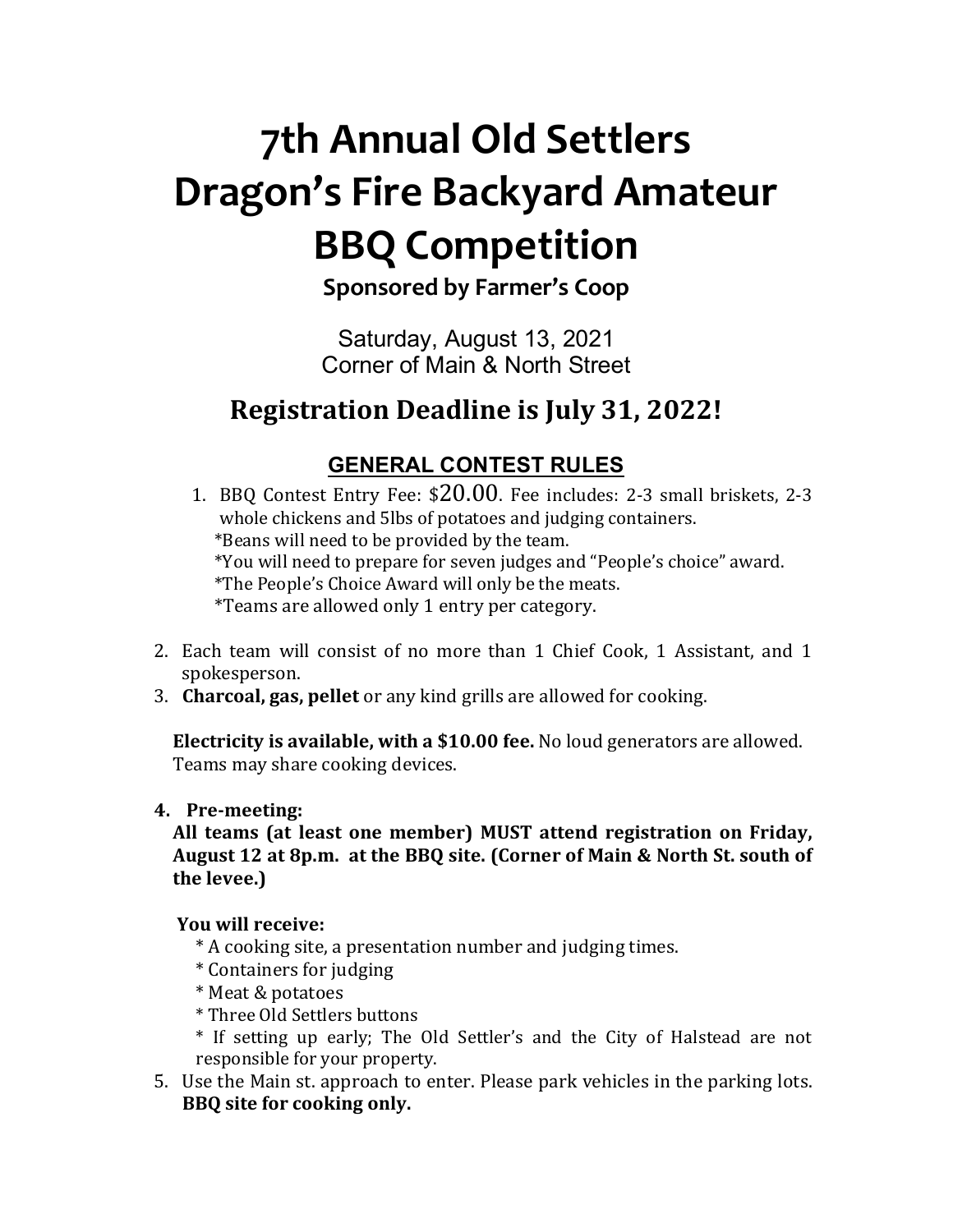# 7th Annual Old Settlers Dragon's Fire Backyard Amateur BBQ Competition

**Sponsored by Farmer's Coop**

Saturday, August 13, 2021
Corner of Main & North Street

## Registration Deadline is July 31, 2022!

### GENERAL CONTEST RULES

1. BBQ Contest Entry Fee: $20.00. Fee includes: 2-3 small briskets, 2-3 whole chickens and 5lbs of potatoes and judging containers.
   *Beans will need to be provided by the team.
   *You will need to prepare for seven judges and "People's choice" award.
   *The People's Choice Award will only be the meats.
   *Teams are allowed only 1 entry per category.

2. Each team will consist of no more than 1 Chief Cook, 1 Assistant, and 1 spokesperson.
3. **Charcoal, gas, pellet** or any kind grills are allowed for cooking.

   **Electricity is available, with a $10.00 fee.** No loud generators are allowed. Teams may share cooking devices.

4. **Pre-meeting:**
   **All teams (at least one member) MUST attend registration on Friday, August 12 at 8p.m. at the BBQ site. (Corner of Main & North St. south of the levee.)**

   **You will receive:**
   * A cooking site, a presentation number and judging times.
   * Containers for judging
   * Meat & potatoes
   * Three Old Settlers buttons
   * If setting up early; The Old Settler's and the City of Halstead are not responsible for your property.
5. Use the Main st. approach to enter. Please park vehicles in the parking lots. **BBQ site for cooking only.**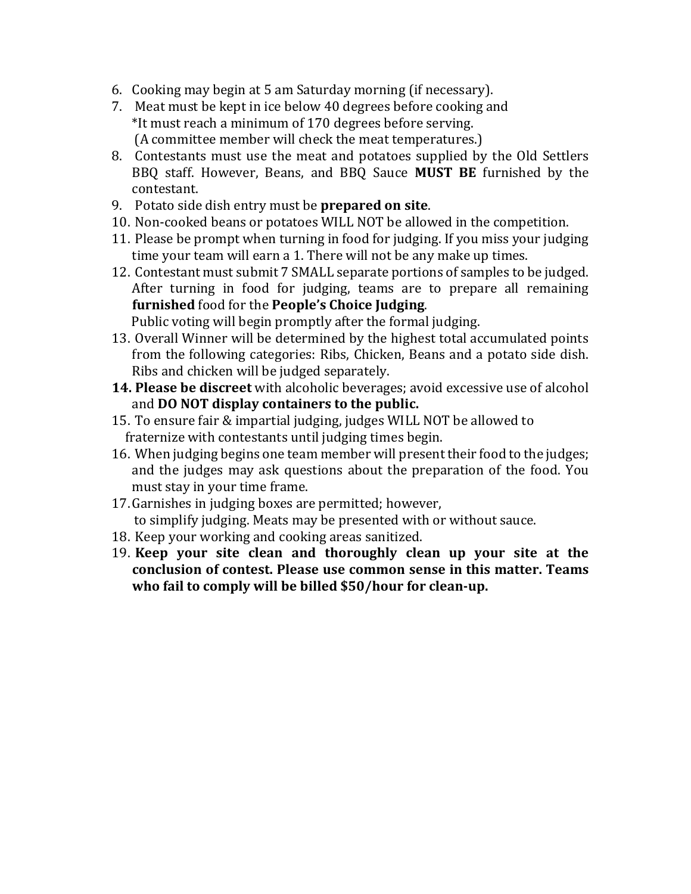6. Cooking may begin at 5 am Saturday morning (if necessary).
7. Meat must be kept in ice below 40 degrees before cooking and
   *It must reach a minimum of 170 degrees before serving.
   (A committee member will check the meat temperatures.)
8. Contestants must use the meat and potatoes supplied by the Old Settlers BBQ staff. However, Beans, and BBQ Sauce **MUST BE** furnished by the contestant.
9. Potato side dish entry must be **prepared on site**.
10. Non-cooked beans or potatoes WILL NOT be allowed in the competition.
11. Please be prompt when turning in food for judging. If you miss your judging time your team will earn a 1. There will not be any make up times.
12. Contestant must submit 7 SMALL separate portions of samples to be judged. After turning in food for judging, teams are to prepare all remaining **furnished** food for the **People's Choice Judging**.
    Public voting will begin promptly after the formal judging.
13. Overall Winner will be determined by the highest total accumulated points from the following categories: Ribs, Chicken, Beans and a potato side dish. Ribs and chicken will be judged separately.
14. **Please be discreet** with alcoholic beverages; avoid excessive use of alcohol and **DO NOT display containers to the public.**
15. To ensure fair & impartial judging, judges WILL NOT be allowed to fraternize with contestants until judging times begin.
16. When judging begins one team member will present their food to the judges; and the judges may ask questions about the preparation of the food. You must stay in your time frame.
17. Garnishes in judging boxes are permitted; however,
    to simplify judging. Meats may be presented with or without sauce.
18. Keep your working and cooking areas sanitized.
19. **Keep your site clean and thoroughly clean up your site at the conclusion of contest. Please use common sense in this matter. Teams who fail to comply will be billed $50/hour for clean-up.**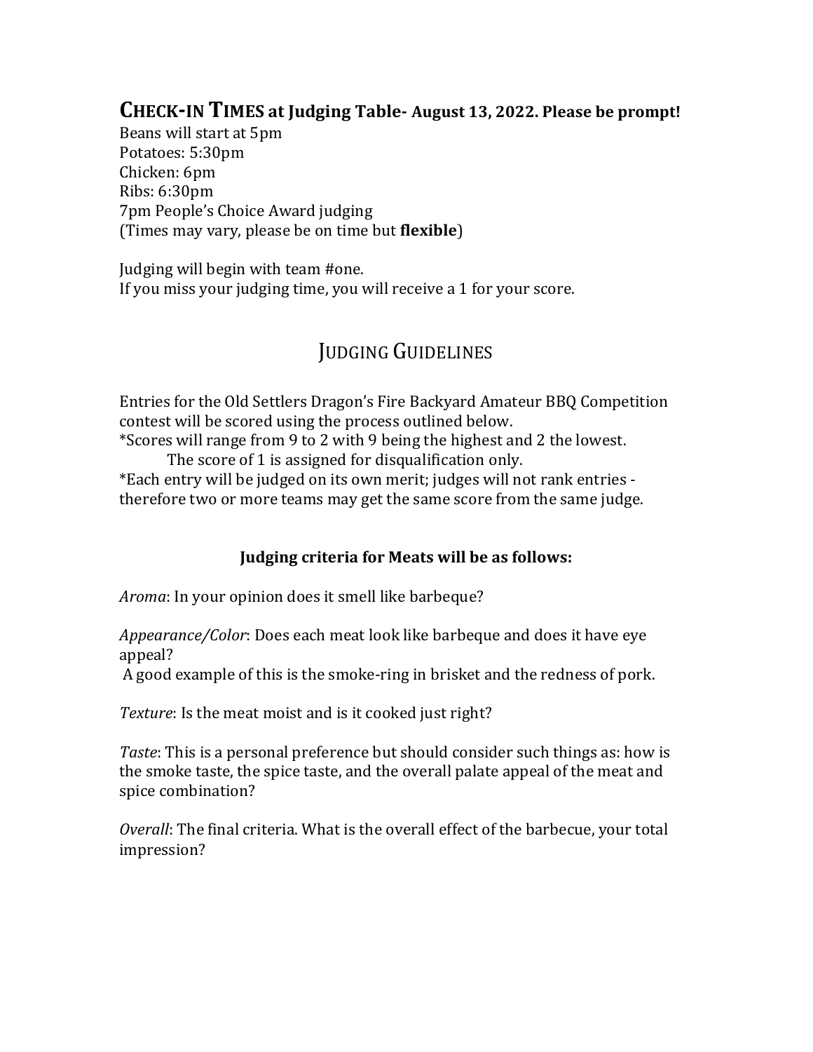## CHECK-IN TIMES at Judging Table- August 13, 2022. Please be prompt!

Beans will start at 5pm
Potatoes: 5:30pm
Chicken: 6pm
Ribs: 6:30pm
7pm People's Choice Award judging
(Times may vary, please be on time but **flexible**)

Judging will begin with team #one.
If you miss your judging time, you will receive a 1 for your score.

## JUDGING GUIDELINES

Entries for the Old Settlers Dragon's Fire Backyard Amateur BBQ Competition contest will be scored using the process outlined below.

*Scores will range from 9 to 2 with 9 being the highest and 2 the lowest.
The score of 1 is assigned for disqualification only.

*Each entry will be judged on its own merit; judges will not rank entries - therefore two or more teams may get the same score from the same judge.

### Judging criteria for Meats will be as follows:

*Aroma*: In your opinion does it smell like barbeque?

*Appearance/Color*: Does each meat look like barbeque and does it have eye appeal?
A good example of this is the smoke-ring in brisket and the redness of pork.

*Texture*: Is the meat moist and is it cooked just right?

*Taste*: This is a personal preference but should consider such things as: how is the smoke taste, the spice taste, and the overall palate appeal of the meat and spice combination?

*Overall*: The final criteria. What is the overall effect of the barbecue, your total impression?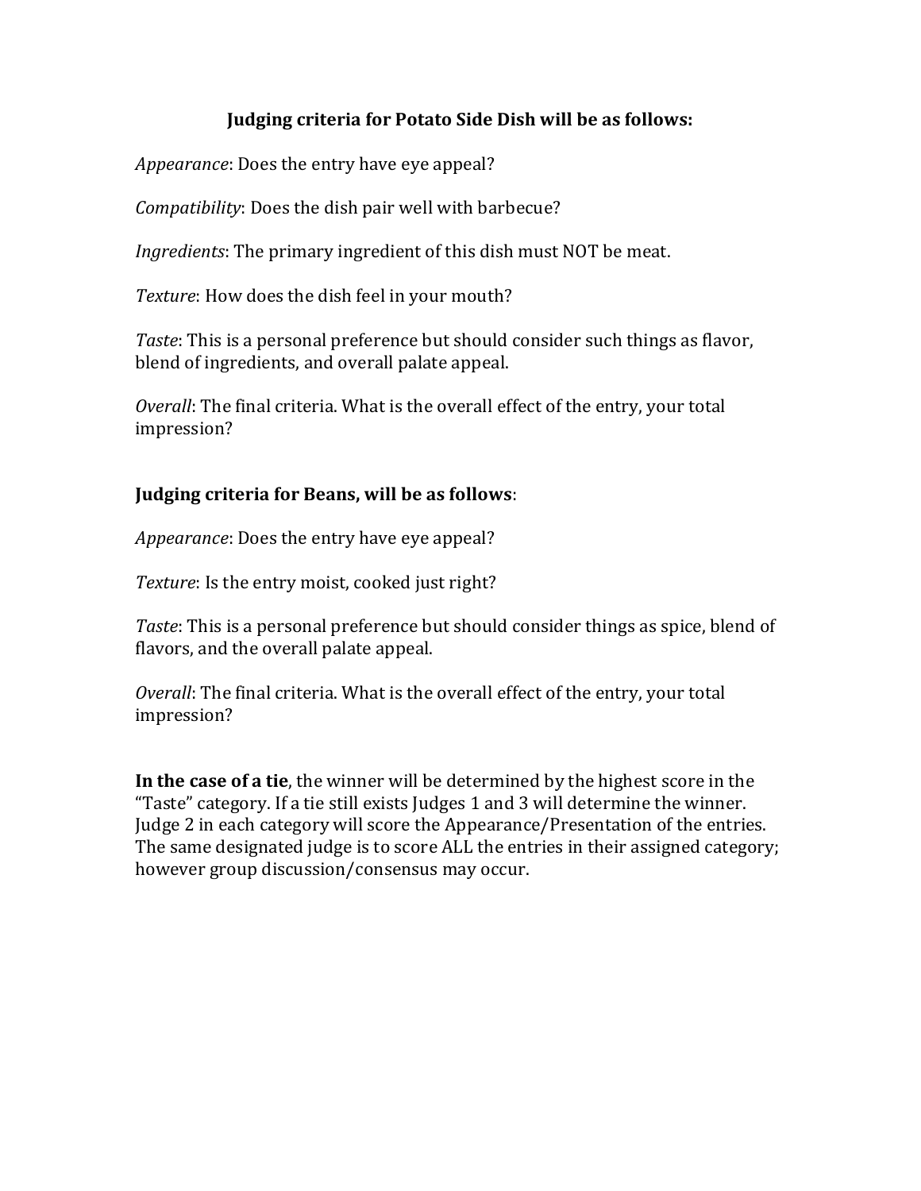## Judging criteria for Potato Side Dish will be as follows:

*Appearance*: Does the entry have eye appeal?

*Compatibility*: Does the dish pair well with barbecue?

*Ingredients*: The primary ingredient of this dish must NOT be meat.

*Texture*: How does the dish feel in your mouth?

*Taste*: This is a personal preference but should consider such things as flavor, blend of ingredients, and overall palate appeal.

*Overall*: The final criteria. What is the overall effect of the entry, your total impression?

**Judging criteria for Beans, will be as follows**:

*Appearance*: Does the entry have eye appeal?

*Texture*: Is the entry moist, cooked just right?

*Taste*: This is a personal preference but should consider things as spice, blend of flavors, and the overall palate appeal.

*Overall*: The final criteria. What is the overall effect of the entry, your total impression?

**In the case of a tie**, the winner will be determined by the highest score in the "Taste" category. If a tie still exists Judges 1 and 3 will determine the winner. Judge 2 in each category will score the Appearance/Presentation of the entries. The same designated judge is to score ALL the entries in their assigned category; however group discussion/consensus may occur.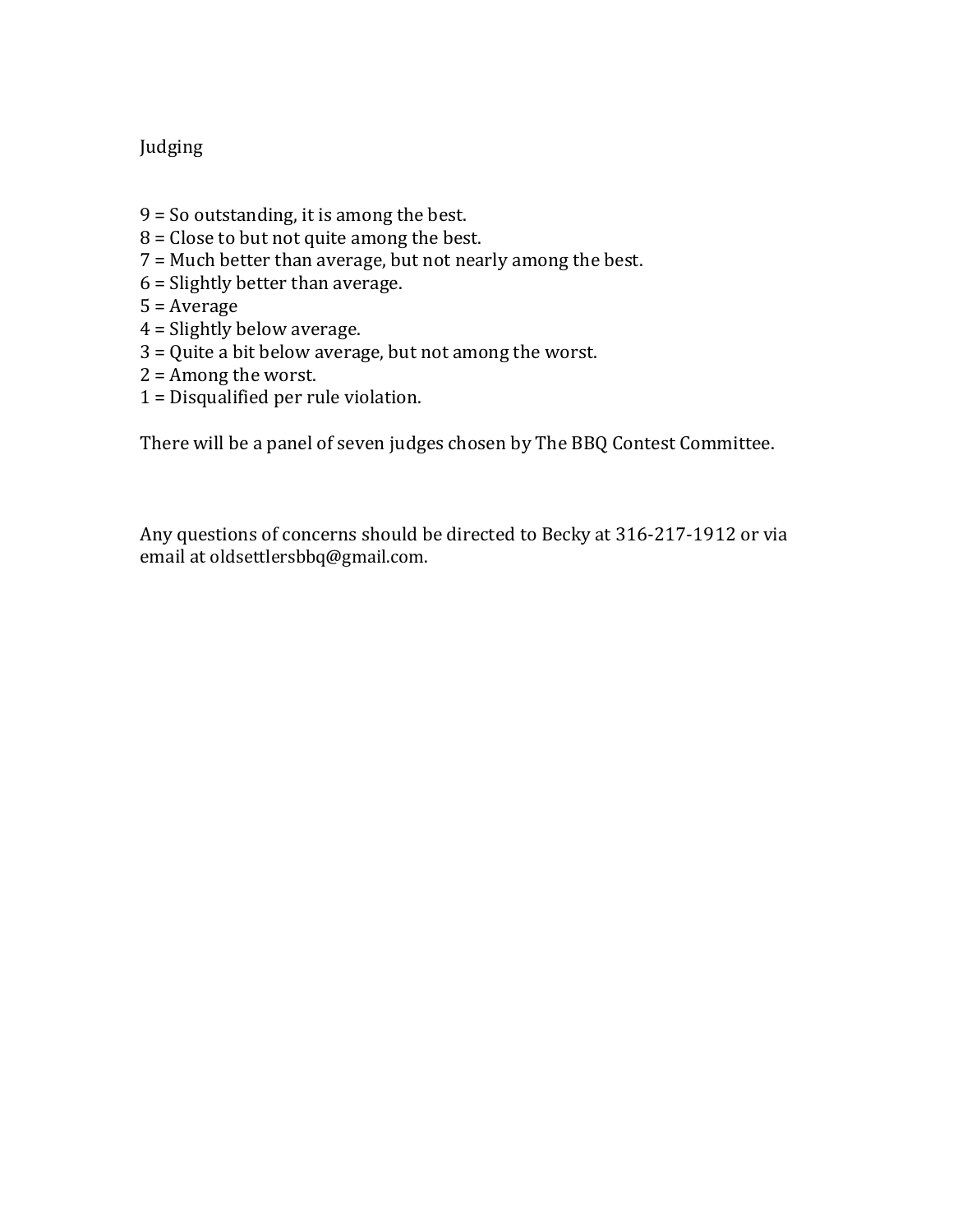## Judging

9 = So outstanding, it is among the best.
8 = Close to but not quite among the best.
7 = Much better than average, but not nearly among the best.
6 = Slightly better than average.
5 = Average
4 = Slightly below average.
3 = Quite a bit below average, but not among the worst.
2 = Among the worst.
1 = Disqualified per rule violation.

There will be a panel of seven judges chosen by The BBQ Contest Committee.

Any questions of concerns should be directed to Becky at 316-217-1912 or via email at oldsettlersbbq@gmail.com.